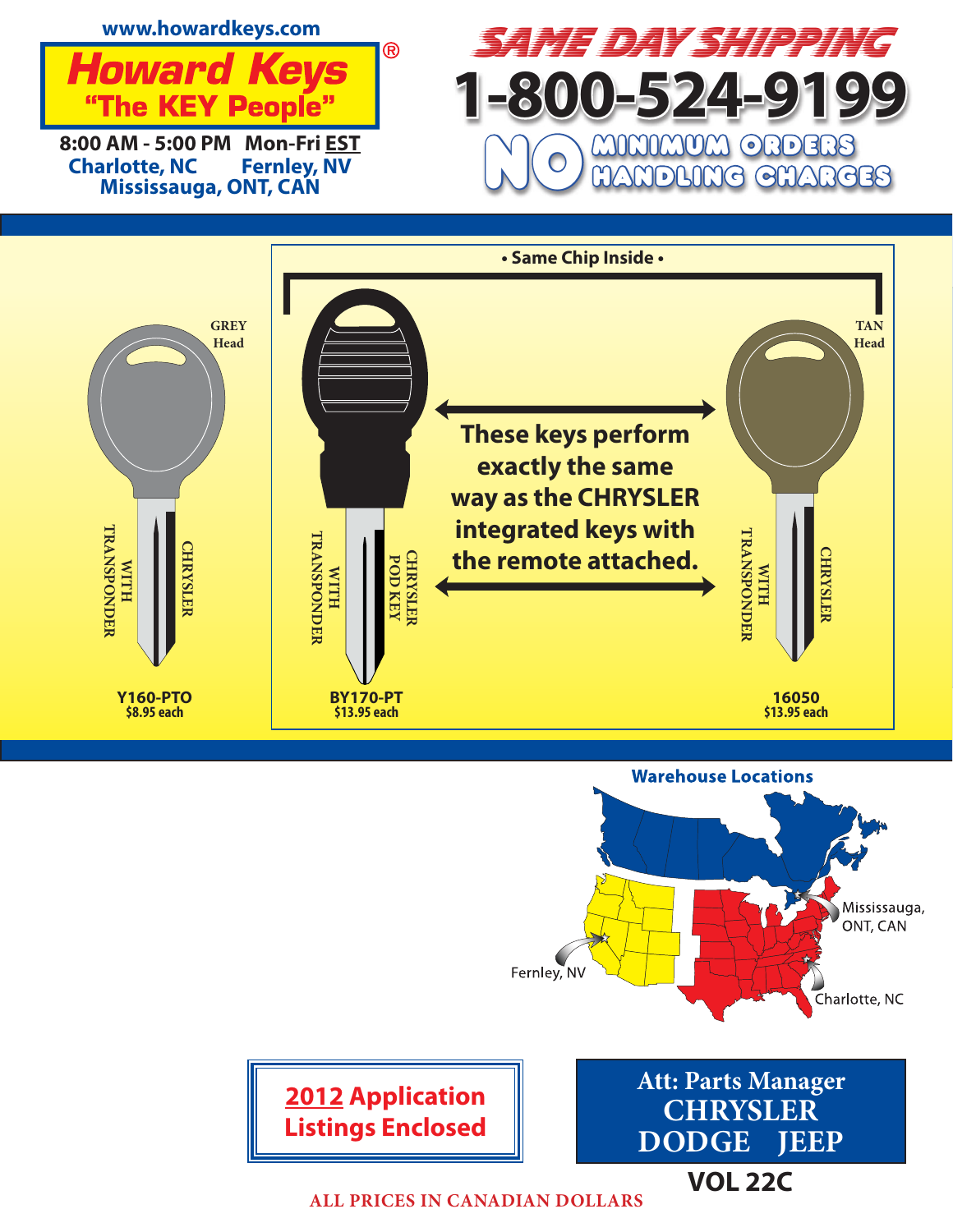www.howardkeys.com

# Howard Keys®
## "The KEY People"

8:00 AM - 5:00 PM Mon-Fri EST
Charlotte, NC Fernley, NV
Mississauga, ONT, CAN

# SAME DAY SHIPPING
# 1-800-524-9199

NO MINIMUM ORDERS
HANDLING CHARGES

• Same Chip Inside •

GREY Head

CHRYSLER WITH TRANSPONDER

**Y160-PTO**
**$8.95 each**

CHRYSLER POD KEY WITH TRANSPONDER

**BY170-PT**
**$13.95 each**

**These keys perform exactly the same way as the CHRYSLER integrated keys with the remote attached.**

TAN Head

CHRYSLER WITH TRANSPONDER

**16050**
**$13.95 each**

**Warehouse Locations**

Mississauga, ONT, CAN

Fernley, NV

Charlotte, NC

**2012 Application Listings Enclosed**

**Att: Parts Manager**
**CHRYSLER**
**DODGE JEEP**

**VOL 22C**

ALL PRICES IN CANADIAN DOLLARS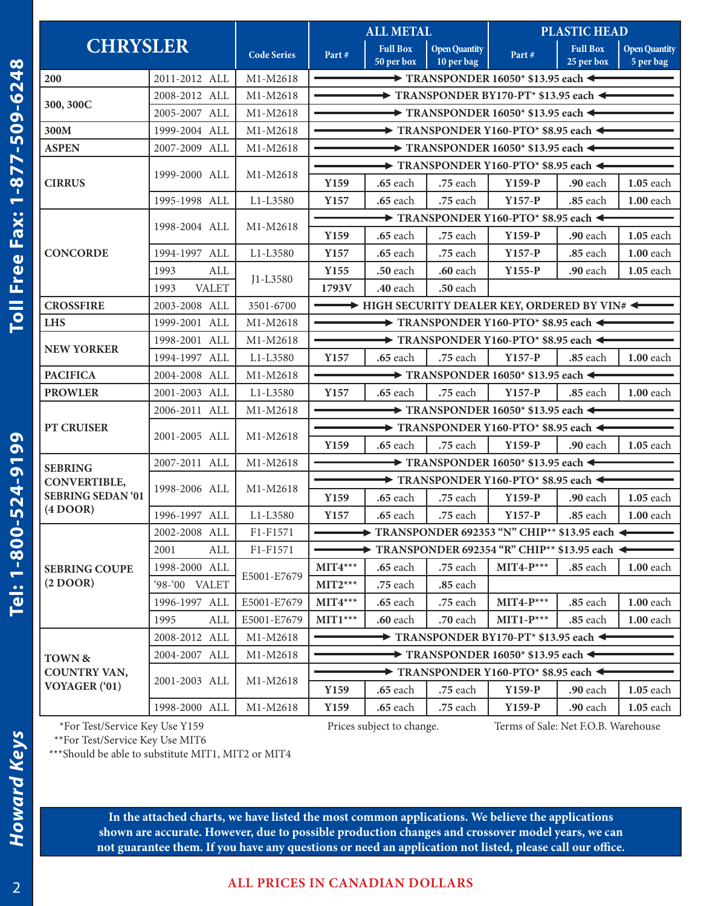| CHRYSLER | | Code Series | ALL METAL | | | PLASTIC HEAD | | |
|---|---|---|---|---|---|---|---|---|
| | | | Part # | Full Box 50 per box | Open Quantity 10 per bag | Part # | Full Box 25 per box | Open Quantity 5 per bag |
| 200 | 2011-2012 ALL | M1-M2618 | → TRANSPONDER 16050* $13.95 each ← | | | | | |
| 300, 300C | 2008-2012 ALL | M1-M2618 | → TRANSPONDER BY170-PT* $13.95 each ← | | | | | |
| | 2005-2007 ALL | M1-M2618 | → TRANSPONDER 16050* $13.95 each ← | | | | | |
| 300M | 1999-2004 ALL | M1-M2618 | → TRANSPONDER Y160-PTO* $8.95 each ← | | | | | |
| ASPEN | 2007-2009 ALL | M1-M2618 | → TRANSPONDER 16050* $13.95 each ← | | | | | |
| CIRRUS | 1999-2000 ALL | M1-M2618 | → TRANSPONDER Y160-PTO* $8.95 each ← | | | | | |
| | | | Y159 | .65 each | .75 each | Y159-P | .90 each | 1.05 each |
| | 1995-1998 ALL | L1-L3580 | Y157 | .65 each | .75 each | Y157-P | .85 each | 1.00 each |
| CONCORDE | 1998-2004 ALL | M1-M2618 | → TRANSPONDER Y160-PTO* $8.95 each ← | | | | | |
| | | | Y159 | .65 each | .75 each | Y159-P | .90 each | 1.05 each |
| | 1994-1997 ALL | L1-L3580 | Y157 | .65 each | .75 each | Y157-P | .85 each | 1.00 each |
| | 1993 ALL | J1-L3580 | Y155 | .50 each | .60 each | Y155-P | .90 each | 1.05 each |
| | 1993 VALET | | 1793V | .40 each | .50 each | | | |
| CROSSFIRE | 2003-2008 ALL | 3501-6700 | → HIGH SECURITY DEALER KEY, ORDERED BY VIN# ← | | | | | |
| LHS | 1999-2001 ALL | M1-M2618 | → TRANSPONDER Y160-PTO* $8.95 each ← | | | | | |
| NEW YORKER | 1998-2001 ALL | M1-M2618 | → TRANSPONDER Y160-PTO* $8.95 each ← | | | | | |
| | 1994-1997 ALL | L1-L3580 | Y157 | .65 each | .75 each | Y157-P | .85 each | 1.00 each |
| PACIFICA | 2004-2008 ALL | M1-M2618 | → TRANSPONDER 16050* $13.95 each ← | | | | | |
| PROWLER | 2001-2003 ALL | L1-L3580 | Y157 | .65 each | .75 each | Y157-P | .85 each | 1.00 each |
| PT CRUISER | 2006-2011 ALL | M1-M2618 | → TRANSPONDER 16050* $13.95 each ← | | | | | |
| | 2001-2005 ALL | M1-M2618 | → TRANSPONDER Y160-PTO* $8.95 each ← | | | | | |
| | | | Y159 | .65 each | .75 each | Y159-P | .90 each | 1.05 each |
| SEBRING CONVERTIBLE, SEBRING SEDAN '01 (4 DOOR) | 2007-2011 ALL | M1-M2618 | → TRANSPONDER 16050* $13.95 each ← | | | | | |
| | 1998-2006 ALL | M1-M2618 | → TRANSPONDER Y160-PTO* $8.95 each ← | | | | | |
| | | | Y159 | .65 each | .75 each | Y159-P | .90 each | 1.05 each |
| | 1996-1997 ALL | L1-L3580 | Y157 | .65 each | .75 each | Y157-P | .85 each | 1.00 each |
| SEBRING COUPE (2 DOOR) | 2002-2008 ALL | F1-F1571 | → TRANSPONDER 692353 "N" CHIP** $13.95 each ← | | | | | |
| | 2001 ALL | F1-F1571 | → TRANSPONDER 692354 "R" CHIP** $13.95 each ← | | | | | |
| | 1998-2000 ALL | E5001-E7679 | MIT4*** | .65 each | .75 each | MIT4-P*** | .85 each | 1.00 each |
| | '98-'00 VALET | | MIT2*** | .75 each | .85 each | | | |
| | 1996-1997 ALL | E5001-E7679 | MIT4*** | .65 each | .75 each | MIT4-P*** | .85 each | 1.00 each |
| | 1995 ALL | E5001-E7679 | MIT1*** | .60 each | .70 each | MIT1-P*** | .85 each | 1.00 each |
| TOWN & COUNTRY VAN, VOYAGER ('01) | 2008-2012 ALL | M1-M2618 | → TRANSPONDER BY170-PT* $13.95 each ← | | | | | |
| | 2004-2007 ALL | M1-M2618 | → TRANSPONDER 16050* $13.95 each ← | | | | | |
| | 2001-2003 ALL | M1-M2618 | → TRANSPONDER Y160-PTO* $8.95 each ← | | | | | |
| | | | Y159 | .65 each | .75 each | Y159-P | .90 each | 1.05 each |
| | 1998-2000 ALL | M1-M2618 | Y159 | .65 each | .75 each | Y159-P | .90 each | 1.05 each |

*For Test/Service Key Use Y159
**For Test/Service Key Use MIT6
***Should be able to substitute MIT1, MIT2 or MIT4

Prices subject to change.

Terms of Sale: Net F.O.B. Warehouse

**In the attached charts, we have listed the most common applications. We believe the applications shown are accurate. However, due to possible production changes and crossover model years, we can not guarantee them. If you have any questions or need an application not listed, please call our office.**

**ALL PRICES IN CANADIAN DOLLARS**

Toll Free Fax: 1-877-509-6248

Tel: 1-800-524-9199

*Howard Keys*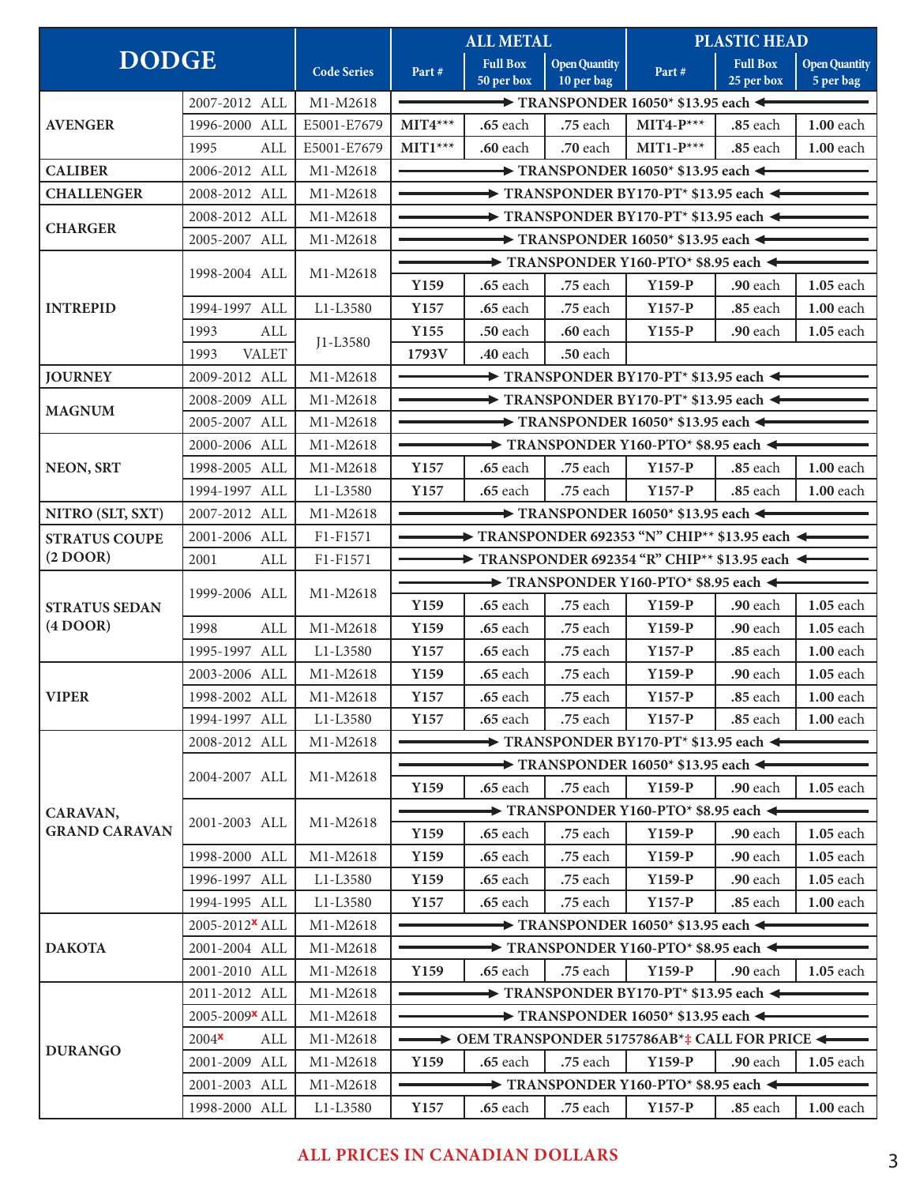| DODGE | | Code Series | ALL METAL | | | PLASTIC HEAD | | |
|---|---|---|---|---|---|---|---|---|
| | | | Part # | Full Box 50 per box | Open Quantity 10 per bag | Part # | Full Box 25 per box | Open Quantity 5 per bag |
| AVENGER | 2007-2012 ALL | M1-M2618 | → TRANSPONDER 16050* $13.95 each ← | | | | | |
| | 1996-2000 ALL | E5001-E7679 | MIT4*** | .65 each | .75 each | MIT4-P*** | .85 each | 1.00 each |
| | 1995 ALL | E5001-E7679 | MIT1*** | .60 each | .70 each | MIT1-P*** | .85 each | 1.00 each |
| CALIBER | 2006-2012 ALL | M1-M2618 | → TRANSPONDER 16050* $13.95 each ← | | | | | |
| CHALLENGER | 2008-2012 ALL | M1-M2618 | → TRANSPONDER BY170-PT* $13.95 each ← | | | | | |
| CHARGER | 2008-2012 ALL | M1-M2618 | → TRANSPONDER BY170-PT* $13.95 each ← | | | | | |
| | 2005-2007 ALL | M1-M2618 | → TRANSPONDER 16050* $13.95 each ← | | | | | |
| INTREPID | 1998-2004 ALL | M1-M2618 | → TRANSPONDER Y160-PTO* $8.95 each ← | | | | | |
| | | | Y159 | .65 each | .75 each | Y159-P | .90 each | 1.05 each |
| | 1994-1997 ALL | L1-L3580 | Y157 | .65 each | .75 each | Y157-P | .85 each | 1.00 each |
| | 1993 ALL | J1-L3580 | Y155 | .50 each | .60 each | Y155-P | .90 each | 1.05 each |
| | 1993 VALET | | 1793V | .40 each | .50 each | | | |
| JOURNEY | 2009-2012 ALL | M1-M2618 | → TRANSPONDER BY170-PT* $13.95 each ← | | | | | |
| MAGNUM | 2008-2009 ALL | M1-M2618 | → TRANSPONDER BY170-PT* $13.95 each ← | | | | | |
| | 2005-2007 ALL | M1-M2618 | → TRANSPONDER 16050* $13.95 each ← | | | | | |
| NEON, SRT | 2000-2006 ALL | M1-M2618 | → TRANSPONDER Y160-PTO* $8.95 each ← | | | | | |
| | 1998-2005 ALL | M1-M2618 | Y157 | .65 each | .75 each | Y157-P | .85 each | 1.00 each |
| | 1994-1997 ALL | L1-L3580 | Y157 | .65 each | .75 each | Y157-P | .85 each | 1.00 each |
| NITRO (SLT, SXT) | 2007-2012 ALL | M1-M2618 | → TRANSPONDER 16050* $13.95 each ← | | | | | |
| STRATUS COUPE (2 DOOR) | 2001-2006 ALL | F1-F1571 | → TRANSPONDER 692353 "N" CHIP** $13.95 each ← | | | | | |
| | 2001 ALL | F1-F1571 | → TRANSPONDER 692354 "R" CHIP** $13.95 each ← | | | | | |
| STRATUS SEDAN (4 DOOR) | 1999-2006 ALL | M1-M2618 | → TRANSPONDER Y160-PTO* $8.95 each ← | | | | | |
| | | | Y159 | .65 each | .75 each | Y159-P | .90 each | 1.05 each |
| | 1998 ALL | M1-M2618 | Y159 | .65 each | .75 each | Y159-P | .90 each | 1.05 each |
| | 1995-1997 ALL | L1-L3580 | Y157 | .65 each | .75 each | Y157-P | .85 each | 1.00 each |
| VIPER | 2003-2006 ALL | M1-M2618 | Y159 | .65 each | .75 each | Y159-P | .90 each | 1.05 each |
| | 1998-2002 ALL | M1-M2618 | Y157 | .65 each | .75 each | Y157-P | .85 each | 1.00 each |
| | 1994-1997 ALL | L1-L3580 | Y157 | .65 each | .75 each | Y157-P | .85 each | 1.00 each |
| CARAVAN, GRAND CARAVAN | 2008-2012 ALL | M1-M2618 | → TRANSPONDER BY170-PT* $13.95 each ← | | | | | |
| | 2004-2007 ALL | M1-M2618 | → TRANSPONDER 16050* $13.95 each ← | | | | | |
| | | | Y159 | .65 each | .75 each | Y159-P | .90 each | 1.05 each |
| | 2001-2003 ALL | M1-M2618 | → TRANSPONDER Y160-PTO* $8.95 each ← | | | | | |
| | | | Y159 | .65 each | .75 each | Y159-P | .90 each | 1.05 each |
| | 1998-2000 ALL | M1-M2618 | Y159 | .65 each | .75 each | Y159-P | .90 each | 1.05 each |
| | 1996-1997 ALL | L1-L3580 | Y159 | .65 each | .75 each | Y159-P | .90 each | 1.05 each |
| | 1994-1995 ALL | L1-L3580 | Y157 | .65 each | .75 each | Y157-P | .85 each | 1.00 each |
| DAKOTA | 2005-2012× ALL | M1-M2618 | → TRANSPONDER 16050* $13.95 each ← | | | | | |
| | 2001-2004 ALL | M1-M2618 | → TRANSPONDER Y160-PTO* $8.95 each ← | | | | | |
| | 2001-2010 ALL | M1-M2618 | Y159 | .65 each | .75 each | Y159-P | .90 each | 1.05 each |
| DURANGO | 2011-2012 ALL | M1-M2618 | → TRANSPONDER BY170-PT* $13.95 each ← | | | | | |
| | 2005-2009× ALL | M1-M2618 | → TRANSPONDER 16050* $13.95 each ← | | | | | |
| | 2004× ALL | M1-M2618 | → OEM TRANSPONDER 5175786AB*‡ CALL FOR PRICE ← | | | | | |
| | 2001-2009 ALL | M1-M2618 | Y159 | .65 each | .75 each | Y159-P | .90 each | 1.05 each |
| | 2001-2003 ALL | M1-M2618 | → TRANSPONDER Y160-PTO* $8.95 each ← | | | | | |
| | 1998-2000 ALL | L1-L3580 | Y157 | .65 each | .75 each | Y157-P | .85 each | 1.00 each |

**ALL PRICES IN CANADIAN DOLLARS**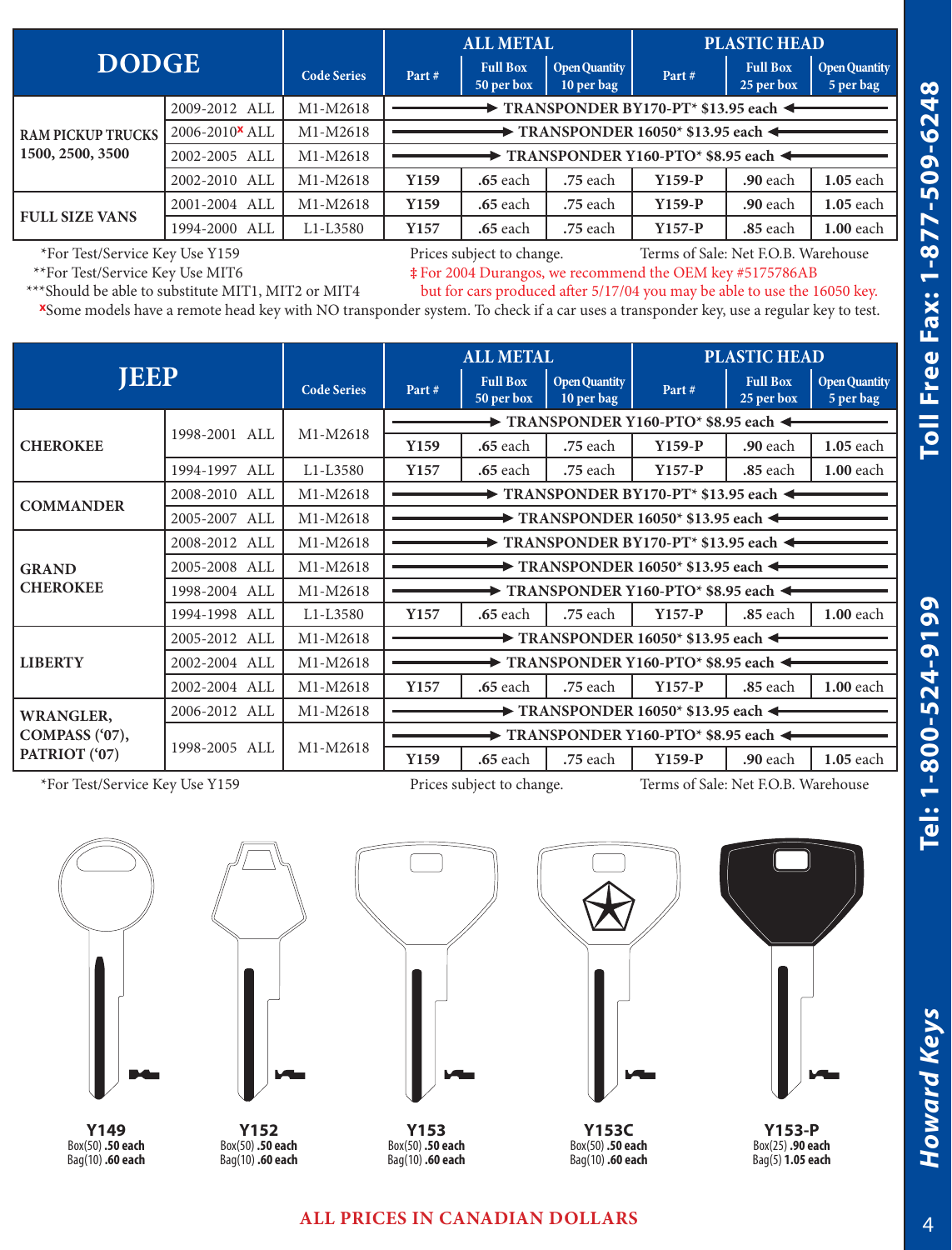| DODGE | | Code Series | ALL METAL | | | PLASTIC HEAD | | |
|---|---|---|---|---|---|---|---|---|
| | | | Part # | Full Box 50 per box | Open Quantity 10 per bag | Part # | Full Box 25 per box | Open Quantity 5 per bag |
| RAM PICKUP TRUCKS 1500, 2500, 3500 | 2009-2012 ALL | M1-M2618 | → TRANSPONDER BY170-PT* $13.95 each ← | | | | | |
| | 2006-2010ˣ ALL | M1-M2618 | → TRANSPONDER 16050* $13.95 each ← | | | | | |
| | 2002-2005 ALL | M1-M2618 | → TRANSPONDER Y160-PTO* $8.95 each ← | | | | | |
| | 2002-2010 ALL | M1-M2618 | Y159 | .65 each | .75 each | Y159-P | .90 each | 1.05 each |
| FULL SIZE VANS | 2001-2004 ALL | M1-M2618 | Y159 | .65 each | .75 each | Y159-P | .90 each | 1.05 each |
| | 1994-2000 ALL | L1-L3580 | Y157 | .65 each | .75 each | Y157-P | .85 each | 1.00 each |

*For Test/Service Key Use Y159
**For Test/Service Key Use MIT6
***Should be able to substitute MIT1, MIT2 or MIT4

Prices subject to change. Terms of Sale: Net F.O.B. Warehouse

‡ For 2004 Durangos, we recommend the OEM key #5175786AB but for cars produced after 5/17/04 you may be able to use the 16050 key.

ˣSome models have a remote head key with NO transponder system. To check if a car uses a transponder key, use a regular key to test.

| JEEP | | Code Series | ALL METAL | | | PLASTIC HEAD | | |
|---|---|---|---|---|---|---|---|---|
| | | | Part # | Full Box 50 per box | Open Quantity 10 per bag | Part # | Full Box 25 per box | Open Quantity 5 per bag |
| CHEROKEE | 1998-2001 ALL | M1-M2618 | → TRANSPONDER Y160-PTO* $8.95 each ← | | | | | |
| | | | Y159 | .65 each | .75 each | Y159-P | .90 each | 1.05 each |
| | 1994-1997 ALL | L1-L3580 | Y157 | .65 each | .75 each | Y157-P | .85 each | 1.00 each |
| COMMANDER | 2008-2010 ALL | M1-M2618 | → TRANSPONDER BY170-PT* $13.95 each ← | | | | | |
| | 2005-2007 ALL | M1-M2618 | → TRANSPONDER 16050* $13.95 each ← | | | | | |
| GRAND CHEROKEE | 2008-2012 ALL | M1-M2618 | → TRANSPONDER BY170-PT* $13.95 each ← | | | | | |
| | 2005-2008 ALL | M1-M2618 | → TRANSPONDER 16050* $13.95 each ← | | | | | |
| | 1998-2004 ALL | M1-M2618 | → TRANSPONDER Y160-PTO* $8.95 each ← | | | | | |
| | 1994-1998 ALL | L1-L3580 | Y157 | .65 each | .75 each | Y157-P | .85 each | 1.00 each |
| LIBERTY | 2005-2012 ALL | M1-M2618 | → TRANSPONDER 16050* $13.95 each ← | | | | | |
| | 2002-2004 ALL | M1-M2618 | → TRANSPONDER Y160-PTO* $8.95 each ← | | | | | |
| | 2002-2004 ALL | M1-M2618 | Y157 | .65 each | .75 each | Y157-P | .85 each | 1.00 each |
| WRANGLER, COMPASS ('07), PATRIOT ('07) | 2006-2012 ALL | M1-M2618 | → TRANSPONDER 16050* $13.95 each ← | | | | | |
| | 1998-2005 ALL | M1-M2618 | → TRANSPONDER Y160-PTO* $8.95 each ← | | | | | |
| | | | Y159 | .65 each | .75 each | Y159-P | .90 each | 1.05 each |

*For Test/Service Key Use Y159

Prices subject to change. Terms of Sale: Net F.O.B. Warehouse

**Y149**
Box(50) **.50 each**
Bag(10) **.60 each**

**Y152**
Box(50) **.50 each**
Bag(10) **.60 each**

**Y153**
Box(50) **.50 each**
Bag(10) **.60 each**

**Y153C**
Box(50) **.50 each**
Bag(10) **.60 each**

**Y153-P**
Box(25) **.90 each**
Bag(5) **1.05 each**

**ALL PRICES IN CANADIAN DOLLARS**

Tel: 1-800-524-9199 Toll Free Fax: 1-877-509-6248

*Howard Keys*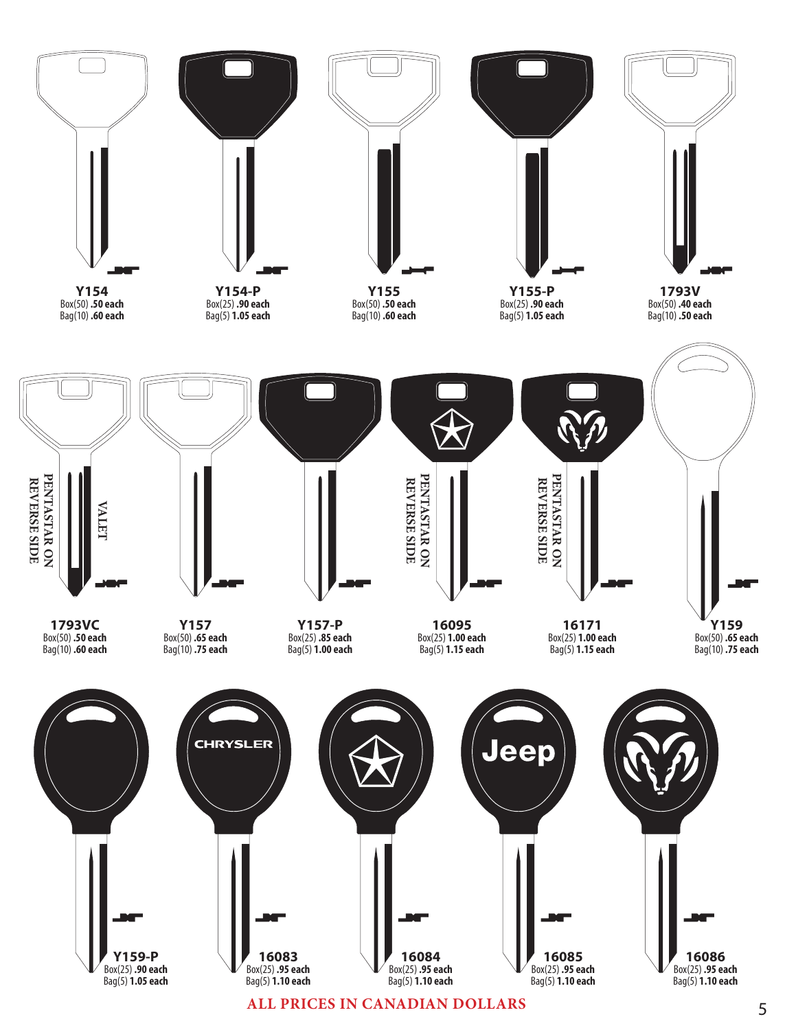**Y154**
Box(50) **.50 each**
Bag(10) **.60 each**

**Y154-P**
Box(25) **.90 each**
Bag(5) **1.05 each**

**Y155**
Box(50) **.50 each**
Bag(10) **.60 each**

**Y155-P**
Box(25) **.90 each**
Bag(5) **1.05 each**

**1793V**
Box(50) **.40 each**
Bag(10) **.50 each**

PENTASTAR ON REVERSE SIDE
VALET

**1793VC**
Box(50) **.50 each**
Bag(10) **.60 each**

**Y157**
Box(50) **.65 each**
Bag(10) **.75 each**

**Y157-P**
Box(25) **.85 each**
Bag(5) **1.00 each**

PENTASTAR ON REVERSE SIDE

**16095**
Box(25) **1.00 each**
Bag(5) **1.15 each**

PENTASTAR ON REVERSE SIDE

**16171**
Box(25) **1.00 each**
Bag(5) **1.15 each**

**Y159**
Box(50) **.65 each**
Bag(10) **.75 each**

**Y159-P**
Box(25) **.90 each**
Bag(5) **1.05 each**

CHRYSLER

**16083**
Box(25) **.95 each**
Bag(5) **1.10 each**

**16084**
Box(25) **.95 each**
Bag(5) **1.10 each**

Jeep

**16085**
Box(25) **.95 each**
Bag(5) **1.10 each**

**16086**
Box(25) **.95 each**
Bag(5) **1.10 each**

**ALL PRICES IN CANADIAN DOLLARS**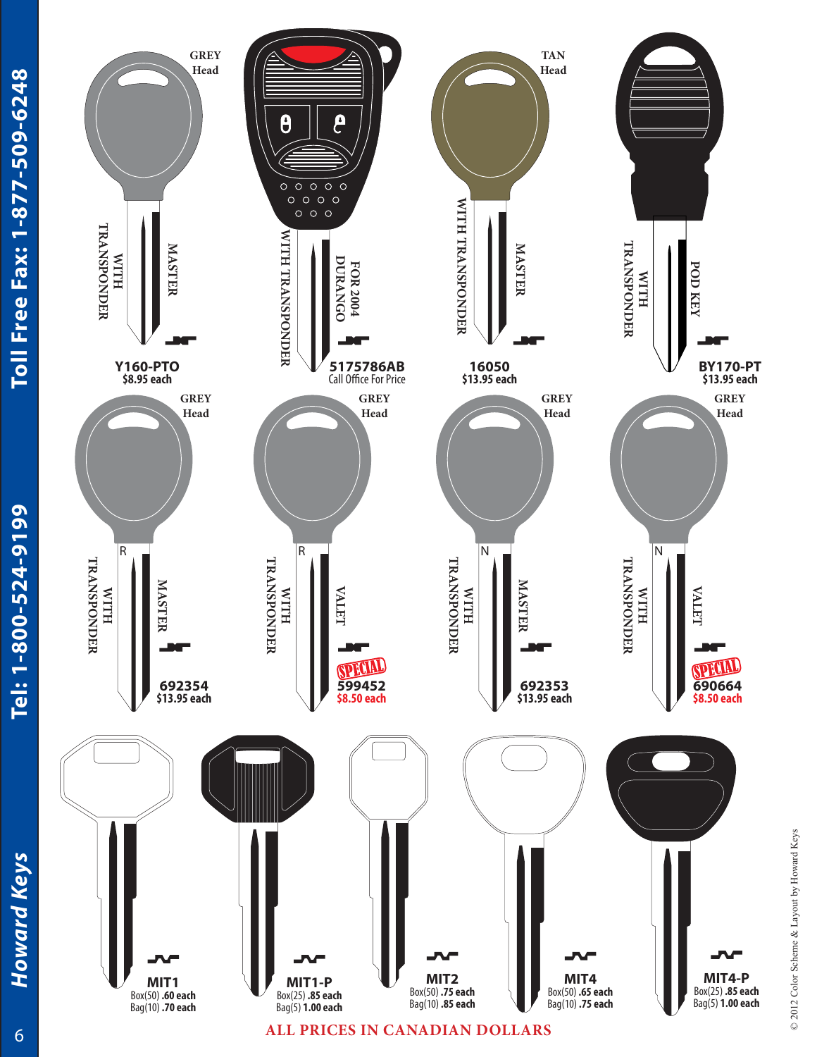GREY Head

WITH TRANSPONDER

MASTER

**Y160-PTO**
$8.95 each

WITH TRANSPONDER

FOR 2004 DURANGO

**5175786AB**
Call Office For Price

TAN Head

WITH TRANSPONDER

MASTER

**16050**
$13.95 each

WITH TRANSPONDER

POD KEY

**BY170-PT**
$13.95 each

GREY Head

R

WITH TRANSPONDER

MASTER

**692354**
$13.95 each

GREY Head

R

WITH TRANSPONDER

VALET

SPECIAL
**599452**
$8.50 each

GREY Head

N

WITH TRANSPONDER

MASTER

**692353**
$13.95 each

GREY Head

N

WITH TRANSPONDER

VALET

SPECIAL
**690664**
$8.50 each

**MIT1**
Box(50) **.60 each**
Bag(10) **.70 each**

**MIT1-P**
Box(25) **.85 each**
Bag(5) **1.00 each**

**MIT2**
Box(50) **.75 each**
Bag(10) **.85 each**

**MIT4**
Box(50) **.65 each**
Bag(10) **.75 each**

**MIT4-P**
Box(25) **.85 each**
Bag(5) **1.00 each**

**ALL PRICES IN CANADIAN DOLLARS**

*Howard Keys*

**Tel: 1-800-524-9199**

**Toll Free Fax: 1-877-509-6248**

© 2012 Color Scheme & Layout by Howard Keys